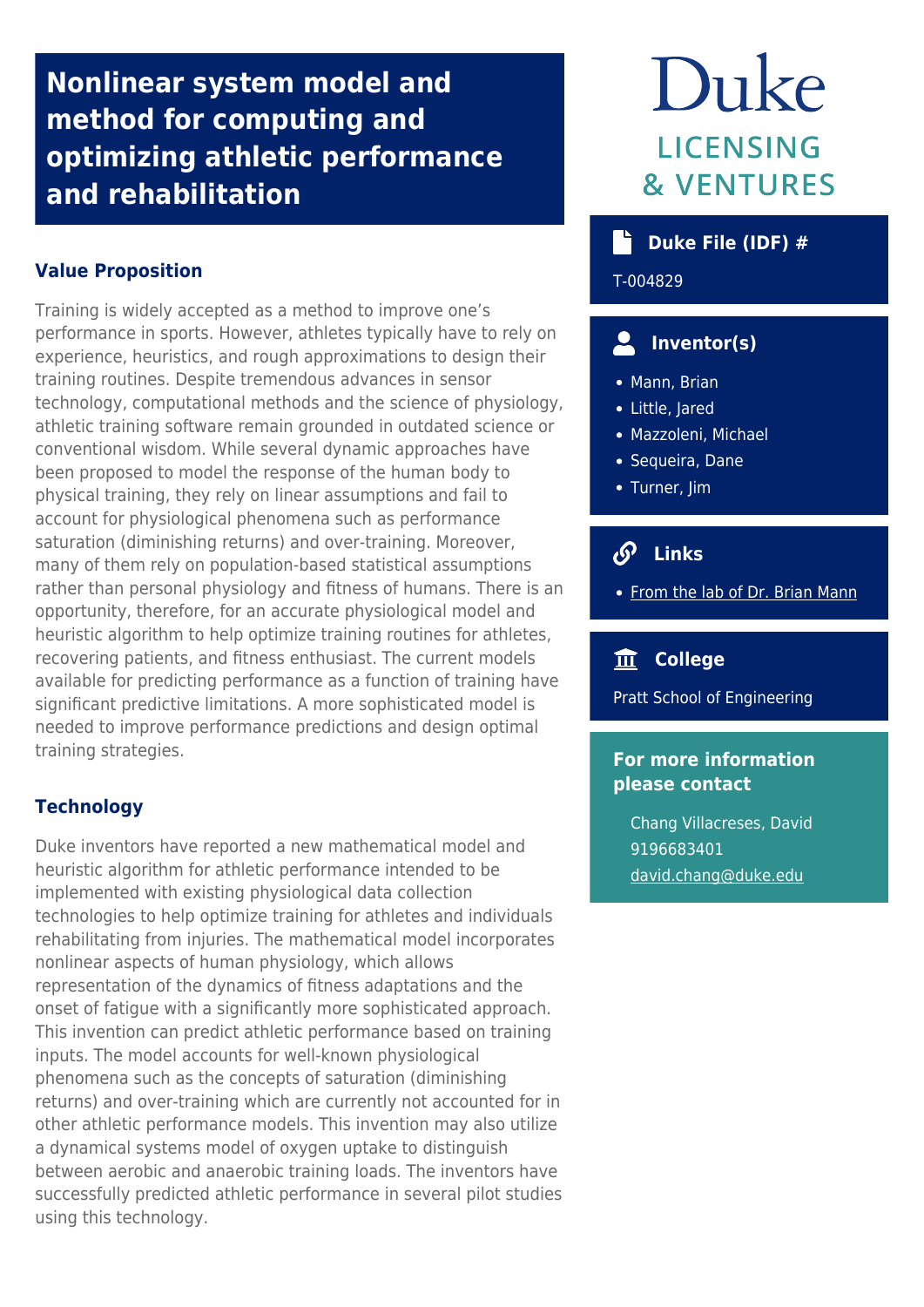# Nonlinear system model and method for computing and optimizing athletic performance and rehabilitation

## Value Proposition

Training is widely accepted as a method to improve one's performance in sports. However, athletes typically have to rely on experience, heuristics, and rough approximations to design their training routines. Despite tremendous advances in sensor technology, computational methods and the science of physiology, athletic training software remain grounded in outdated science or conventional wisdom. While several dynamic approaches have been proposed to model the response of the human body to physical training, they rely on linear assumptions and fail to account for physiological phenomena such as performance saturation (diminishing returns) and over-training. Moreover, many of them rely on population-based statistical assumptions rather than personal physiology and fitness of humans. There is an opportunity, therefore, for an accurate physiological model and heuristic algorithm to help optimize training routines for athletes, recovering patients, and fitness enthusiast. The current models available for predicting performance as a function of training have significant predictive limitations. A more sophisticated model is needed to improve performance predictions and design optimal training strategies.

## Technology

Duke inventors have reported a new mathematical model and heuristic algorithm for athletic performance intended to be implemented with existing physiological data collection technologies to help optimize training for athletes and individuals rehabilitating from injuries. The mathematical model incorporates nonlinear aspects of human physiology, which allows representation of the dynamics of fitness adaptations and the onset of fatigue with a significantly more sophisticated approach. This invention can predict athletic performance based on training inputs. The model accounts for well-known physiological phenomena such as the concepts of saturation (diminishing returns) and over-training which are currently not accounted for in other athletic performance models. This invention may also utilize a dynamical systems model of oxygen uptake to distinguish between aerobic and anaerobic training loads. The inventors have successfully predicted athletic performance in several pilot studies using this technology.

Duke
LICENSING
& VENTURES

### Duke File (IDF) #

T-004829

### Inventor(s)

- Mann, Brian
- Little, Jared
- Mazzoleni, Michael
- Sequeira, Dane
- Turner, Jim

### Links

- From the lab of Dr. Brian Mann

### College

Pratt School of Engineering

### For more information please contact

Chang Villacreses, David
9196683401
david.chang@duke.edu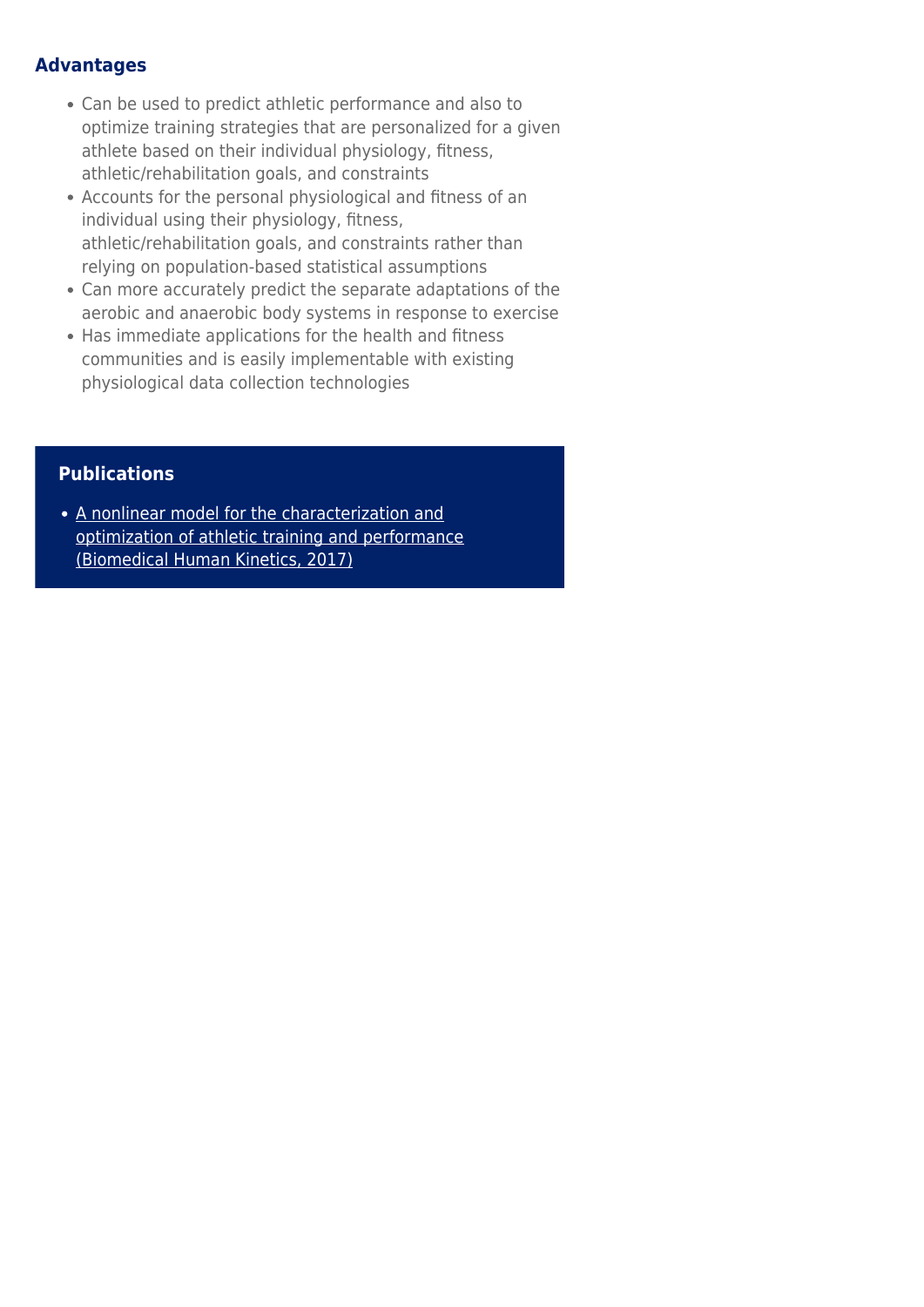## Advantages

- Can be used to predict athletic performance and also to optimize training strategies that are personalized for a given athlete based on their individual physiology, fitness, athletic/rehabilitation goals, and constraints
- Accounts for the personal physiological and fitness of an individual using their physiology, fitness, athletic/rehabilitation goals, and constraints rather than relying on population-based statistical assumptions
- Can more accurately predict the separate adaptations of the aerobic and anaerobic body systems in response to exercise
- Has immediate applications for the health and fitness communities and is easily implementable with existing physiological data collection technologies

## Publications

- A nonlinear model for the characterization and optimization of athletic training and performance (Biomedical Human Kinetics, 2017)